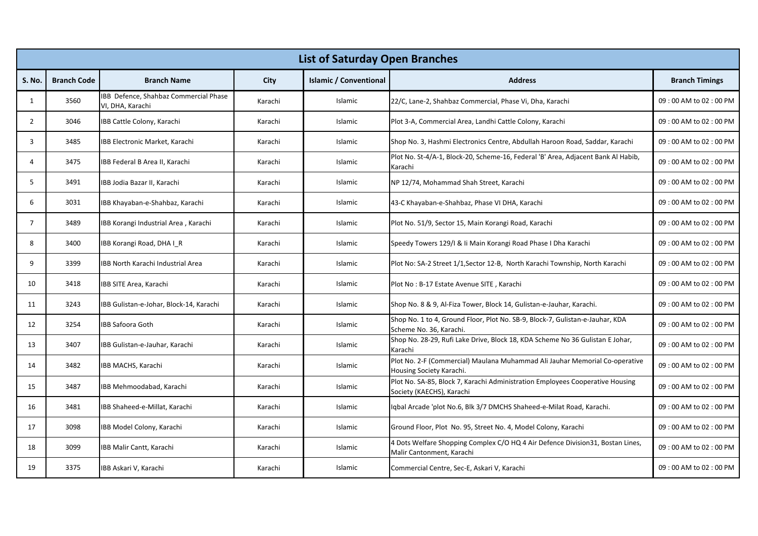# List of Saturday Open Branches

| S. No. | Branch Code | Branch Name | City | Islamic / Conventional | Address | Branch Timings |
|---|---|---|---|---|---|---|
| 1 | 3560 | IBB Defence, Shahbaz Commercial Phase VI, DHA, Karachi | Karachi | Islamic | 22/C, Lane-2, Shahbaz Commercial, Phase Vi, Dha, Karachi | 09 : 00 AM to 02 : 00 PM |
| 2 | 3046 | IBB Cattle Colony, Karachi | Karachi | Islamic | Plot 3-A, Commercial Area, Landhi Cattle Colony, Karachi | 09 : 00 AM to 02 : 00 PM |
| 3 | 3485 | IBB Electronic Market, Karachi | Karachi | Islamic | Shop No. 3, Hashmi Electronics Centre, Abdullah Haroon Road, Saddar, Karachi | 09 : 00 AM to 02 : 00 PM |
| 4 | 3475 | IBB Federal B Area II, Karachi | Karachi | Islamic | Plot No. St-4/A-1, Block-20, Scheme-16, Federal 'B' Area, Adjacent Bank Al Habib, Karachi | 09 : 00 AM to 02 : 00 PM |
| 5 | 3491 | IBB Jodia Bazar II, Karachi | Karachi | Islamic | NP 12/74, Mohammad Shah Street, Karachi | 09 : 00 AM to 02 : 00 PM |
| 6 | 3031 | IBB Khayaban-e-Shahbaz, Karachi | Karachi | Islamic | 43-C Khayaban-e-Shahbaz, Phase VI DHA, Karachi | 09 : 00 AM to 02 : 00 PM |
| 7 | 3489 | IBB Korangi Industrial Area , Karachi | Karachi | Islamic | Plot No. 51/9, Sector 15, Main Korangi Road, Karachi | 09 : 00 AM to 02 : 00 PM |
| 8 | 3400 | IBB Korangi Road, DHA I_R | Karachi | Islamic | Speedy Towers 129/I & Ii Main Korangi Road Phase I Dha Karachi | 09 : 00 AM to 02 : 00 PM |
| 9 | 3399 | IBB North Karachi Industrial Area | Karachi | Islamic | Plot No: SA-2 Street 1/1,Sector 12-B, North Karachi Township, North Karachi | 09 : 00 AM to 02 : 00 PM |
| 10 | 3418 | IBB SITE Area, Karachi | Karachi | Islamic | Plot No : B-17 Estate Avenue SITE , Karachi | 09 : 00 AM to 02 : 00 PM |
| 11 | 3243 | IBB Gulistan-e-Johar, Block-14, Karachi | Karachi | Islamic | Shop No. 8 & 9, Al-Fiza Tower, Block 14, Gulistan-e-Jauhar, Karachi. | 09 : 00 AM to 02 : 00 PM |
| 12 | 3254 | IBB Safoora Goth | Karachi | Islamic | Shop No. 1 to 4, Ground Floor, Plot No. SB-9, Block-7, Gulistan-e-Jauhar, KDA Scheme No. 36, Karachi. | 09 : 00 AM to 02 : 00 PM |
| 13 | 3407 | IBB Gulistan-e-Jauhar, Karachi | Karachi | Islamic | Shop No. 28-29, Rufi Lake Drive, Block 18, KDA Scheme No 36 Gulistan E Johar, Karachi | 09 : 00 AM to 02 : 00 PM |
| 14 | 3482 | IBB MACHS, Karachi | Karachi | Islamic | Plot No. 2-F (Commercial) Maulana Muhammad Ali Jauhar Memorial Co-operative Housing Society Karachi. | 09 : 00 AM to 02 : 00 PM |
| 15 | 3487 | IBB Mehmoodabad, Karachi | Karachi | Islamic | Plot No. SA-85, Block 7, Karachi Administration Employees Cooperative Housing Society (KAECHS), Karachi | 09 : 00 AM to 02 : 00 PM |
| 16 | 3481 | IBB Shaheed-e-Millat, Karachi | Karachi | Islamic | Iqbal Arcade 'plot No.6, Blk 3/7 DMCHS Shaheed-e-Milat Road, Karachi. | 09 : 00 AM to 02 : 00 PM |
| 17 | 3098 | IBB Model Colony, Karachi | Karachi | Islamic | Ground Floor, Plot No. 95, Street No. 4, Model Colony, Karachi | 09 : 00 AM to 02 : 00 PM |
| 18 | 3099 | IBB Malir Cantt, Karachi | Karachi | Islamic | 4 Dots Welfare Shopping Complex C/O HQ 4 Air Defence Division31, Bostan Lines, Malir Cantonment, Karachi | 09 : 00 AM to 02 : 00 PM |
| 19 | 3375 | IBB Askari V, Karachi | Karachi | Islamic | Commercial Centre, Sec-E, Askari V, Karachi | 09 : 00 AM to 02 : 00 PM |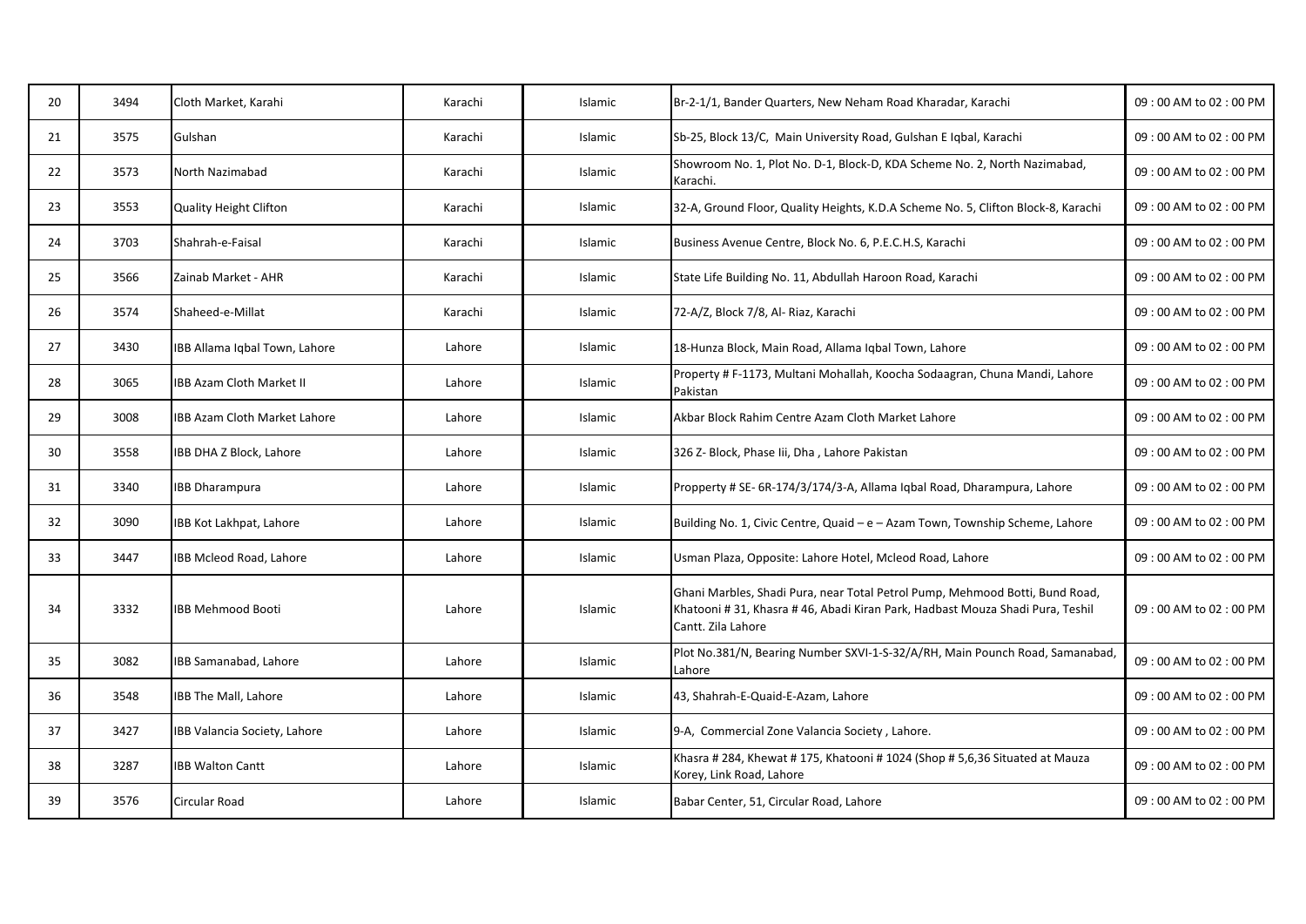| | | | | | | |
|---|---|---|---|---|---|---|
| 20 | 3494 | Cloth Market, Karahi | Karachi | Islamic | Br-2-1/1, Bander Quarters, New Neham Road Kharadar, Karachi | 09 : 00 AM to 02 : 00 PM |
| 21 | 3575 | Gulshan | Karachi | Islamic | Sb-25, Block 13/C, Main University Road, Gulshan E Iqbal, Karachi | 09 : 00 AM to 02 : 00 PM |
| 22 | 3573 | North Nazimabad | Karachi | Islamic | Showroom No. 1, Plot No. D-1, Block-D, KDA Scheme No. 2, North Nazimabad, Karachi. | 09 : 00 AM to 02 : 00 PM |
| 23 | 3553 | Quality Height Clifton | Karachi | Islamic | 32-A, Ground Floor, Quality Heights, K.D.A Scheme No. 5, Clifton Block-8, Karachi | 09 : 00 AM to 02 : 00 PM |
| 24 | 3703 | Shahrah-e-Faisal | Karachi | Islamic | Business Avenue Centre, Block No. 6, P.E.C.H.S, Karachi | 09 : 00 AM to 02 : 00 PM |
| 25 | 3566 | Zainab Market - AHR | Karachi | Islamic | State Life Building No. 11, Abdullah Haroon Road, Karachi | 09 : 00 AM to 02 : 00 PM |
| 26 | 3574 | Shaheed-e-Millat | Karachi | Islamic | 72-A/Z, Block 7/8, Al- Riaz, Karachi | 09 : 00 AM to 02 : 00 PM |
| 27 | 3430 | IBB Allama Iqbal Town, Lahore | Lahore | Islamic | 18-Hunza Block, Main Road, Allama Iqbal Town, Lahore | 09 : 00 AM to 02 : 00 PM |
| 28 | 3065 | IBB Azam Cloth Market II | Lahore | Islamic | Property # F-1173, Multani Mohallah, Koocha Sodaagran, Chuna Mandi, Lahore Pakistan | 09 : 00 AM to 02 : 00 PM |
| 29 | 3008 | IBB Azam Cloth Market Lahore | Lahore | Islamic | Akbar Block Rahim Centre Azam Cloth Market Lahore | 09 : 00 AM to 02 : 00 PM |
| 30 | 3558 | IBB DHA Z Block, Lahore | Lahore | Islamic | 326 Z- Block, Phase Iii, Dha , Lahore Pakistan | 09 : 00 AM to 02 : 00 PM |
| 31 | 3340 | IBB Dharampura | Lahore | Islamic | Propperty # SE- 6R-174/3/174/3-A, Allama Iqbal Road, Dharampura, Lahore | 09 : 00 AM to 02 : 00 PM |
| 32 | 3090 | IBB Kot Lakhpat, Lahore | Lahore | Islamic | Building No. 1, Civic Centre, Quaid – e – Azam Town, Township Scheme, Lahore | 09 : 00 AM to 02 : 00 PM |
| 33 | 3447 | IBB Mcleod Road, Lahore | Lahore | Islamic | Usman Plaza, Opposite: Lahore Hotel, Mcleod Road, Lahore | 09 : 00 AM to 02 : 00 PM |
| 34 | 3332 | IBB Mehmood Booti | Lahore | Islamic | Ghani Marbles, Shadi Pura, near Total Petrol Pump, Mehmood Botti, Bund Road, Khatooni # 31, Khasra # 46, Abadi Kiran Park, Hadbast Mouza Shadi Pura, Teshil Cantt. Zila Lahore | 09 : 00 AM to 02 : 00 PM |
| 35 | 3082 | IBB Samanabad, Lahore | Lahore | Islamic | Plot No.381/N, Bearing Number SXVI-1-S-32/A/RH, Main Pounch Road, Samanabad, Lahore | 09 : 00 AM to 02 : 00 PM |
| 36 | 3548 | IBB The Mall, Lahore | Lahore | Islamic | 43, Shahrah-E-Quaid-E-Azam, Lahore | 09 : 00 AM to 02 : 00 PM |
| 37 | 3427 | IBB Valancia Society, Lahore | Lahore | Islamic | 9-A, Commercial Zone Valancia Society , Lahore. | 09 : 00 AM to 02 : 00 PM |
| 38 | 3287 | IBB Walton Cantt | Lahore | Islamic | Khasra # 284, Khewat # 175, Khatooni # 1024 (Shop # 5,6,36 Situated at Mauza Korey, Link Road, Lahore | 09 : 00 AM to 02 : 00 PM |
| 39 | 3576 | Circular Road | Lahore | Islamic | Babar Center, 51, Circular Road, Lahore | 09 : 00 AM to 02 : 00 PM |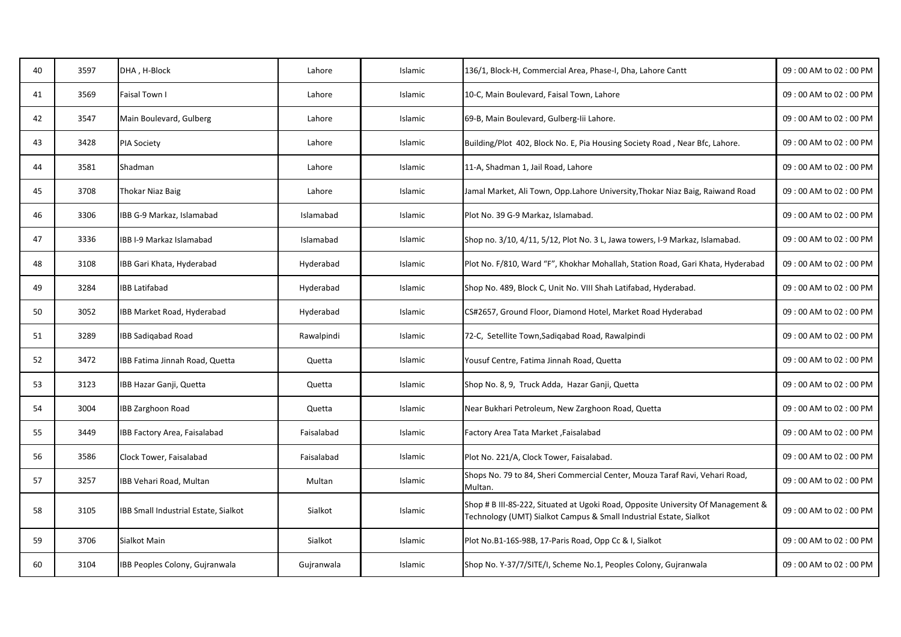| | | | | | | |
|---|---|---|---|---|---|---|
| 40 | 3597 | DHA , H-Block | Lahore | Islamic | 136/1, Block-H, Commercial Area, Phase-I, Dha, Lahore Cantt | 09 : 00 AM to 02 : 00 PM |
| 41 | 3569 | Faisal Town I | Lahore | Islamic | 10-C, Main Boulevard, Faisal Town, Lahore | 09 : 00 AM to 02 : 00 PM |
| 42 | 3547 | Main Boulevard, Gulberg | Lahore | Islamic | 69-B, Main Boulevard, Gulberg-Iii Lahore. | 09 : 00 AM to 02 : 00 PM |
| 43 | 3428 | PIA Society | Lahore | Islamic | Building/Plot 402, Block No. E, Pia Housing Society Road , Near Bfc, Lahore. | 09 : 00 AM to 02 : 00 PM |
| 44 | 3581 | Shadman | Lahore | Islamic | 11-A, Shadman 1, Jail Road, Lahore | 09 : 00 AM to 02 : 00 PM |
| 45 | 3708 | Thokar Niaz Baig | Lahore | Islamic | Jamal Market, Ali Town, Opp.Lahore University,Thokar Niaz Baig, Raiwand Road | 09 : 00 AM to 02 : 00 PM |
| 46 | 3306 | IBB G-9 Markaz, Islamabad | Islamabad | Islamic | Plot No. 39 G-9 Markaz, Islamabad. | 09 : 00 AM to 02 : 00 PM |
| 47 | 3336 | IBB I-9 Markaz Islamabad | Islamabad | Islamic | Shop no. 3/10, 4/11, 5/12, Plot No. 3 L, Jawa towers, I-9 Markaz, Islamabad. | 09 : 00 AM to 02 : 00 PM |
| 48 | 3108 | IBB Gari Khata, Hyderabad | Hyderabad | Islamic | Plot No. F/810, Ward "F", Khokhar Mohallah, Station Road, Gari Khata, Hyderabad | 09 : 00 AM to 02 : 00 PM |
| 49 | 3284 | IBB Latifabad | Hyderabad | Islamic | Shop No. 489, Block C, Unit No. VIII Shah Latifabad, Hyderabad. | 09 : 00 AM to 02 : 00 PM |
| 50 | 3052 | IBB Market Road, Hyderabad | Hyderabad | Islamic | CS#2657, Ground Floor, Diamond Hotel, Market Road Hyderabad | 09 : 00 AM to 02 : 00 PM |
| 51 | 3289 | IBB Sadiqabad Road | Rawalpindi | Islamic | 72-C, Setellite Town,Sadiqabad Road, Rawalpindi | 09 : 00 AM to 02 : 00 PM |
| 52 | 3472 | IBB Fatima Jinnah Road, Quetta | Quetta | Islamic | Yousuf Centre, Fatima Jinnah Road, Quetta | 09 : 00 AM to 02 : 00 PM |
| 53 | 3123 | IBB Hazar Ganji, Quetta | Quetta | Islamic | Shop No. 8, 9, Truck Adda, Hazar Ganji, Quetta | 09 : 00 AM to 02 : 00 PM |
| 54 | 3004 | IBB Zarghoon Road | Quetta | Islamic | Near Bukhari Petroleum, New Zarghoon Road, Quetta | 09 : 00 AM to 02 : 00 PM |
| 55 | 3449 | IBB Factory Area, Faisalabad | Faisalabad | Islamic | Factory Area Tata Market ,Faisalabad | 09 : 00 AM to 02 : 00 PM |
| 56 | 3586 | Clock Tower, Faisalabad | Faisalabad | Islamic | Plot No. 221/A, Clock Tower, Faisalabad. | 09 : 00 AM to 02 : 00 PM |
| 57 | 3257 | IBB Vehari Road, Multan | Multan | Islamic | Shops No. 79 to 84, Sheri Commercial Center, Mouza Taraf Ravi, Vehari Road, Multan. | 09 : 00 AM to 02 : 00 PM |
| 58 | 3105 | IBB Small Industrial Estate, Sialkot | Sialkot | Islamic | Shop # B III-8S-222, Situated at Ugoki Road, Opposite University Of Management & Technology (UMT) Sialkot Campus & Small Industrial Estate, Sialkot | 09 : 00 AM to 02 : 00 PM |
| 59 | 3706 | Sialkot Main | Sialkot | Islamic | Plot No.B1-16S-98B, 17-Paris Road, Opp Cc & I, Sialkot | 09 : 00 AM to 02 : 00 PM |
| 60 | 3104 | IBB Peoples Colony, Gujranwala | Gujranwala | Islamic | Shop No. Y-37/7/SITE/I, Scheme No.1, Peoples Colony, Gujranwala | 09 : 00 AM to 02 : 00 PM |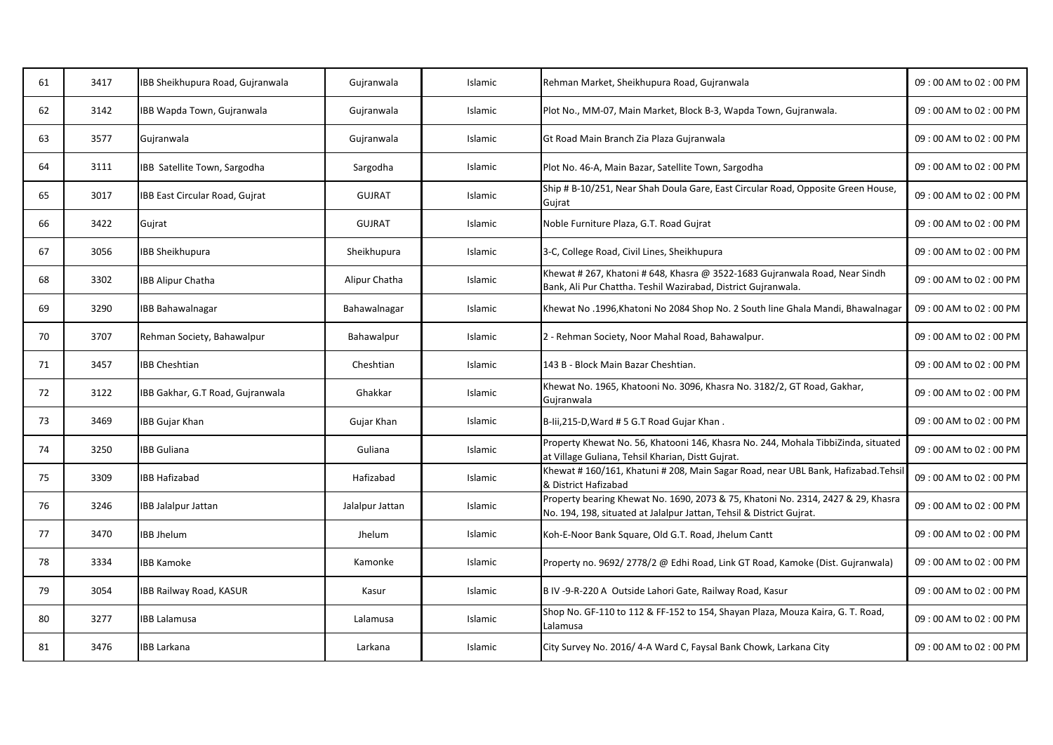| | | | | | | |
|---|---|---|---|---|---|---|
| 61 | 3417 | IBB Sheikhupura Road, Gujranwala | Gujranwala | Islamic | Rehman Market, Sheikhupura Road, Gujranwala | 09 : 00 AM to 02 : 00 PM |
| 62 | 3142 | IBB Wapda Town, Gujranwala | Gujranwala | Islamic | Plot No., MM-07, Main Market, Block B-3, Wapda Town, Gujranwala. | 09 : 00 AM to 02 : 00 PM |
| 63 | 3577 | Gujranwala | Gujranwala | Islamic | Gt Road Main Branch Zia Plaza Gujranwala | 09 : 00 AM to 02 : 00 PM |
| 64 | 3111 | IBB Satellite Town, Sargodha | Sargodha | Islamic | Plot No. 46-A, Main Bazar, Satellite Town, Sargodha | 09 : 00 AM to 02 : 00 PM |
| 65 | 3017 | IBB East Circular Road, Gujrat | GUJRAT | Islamic | Ship # B-10/251, Near Shah Doula Gare, East Circular Road, Opposite Green House, Gujrat | 09 : 00 AM to 02 : 00 PM |
| 66 | 3422 | Gujrat | GUJRAT | Islamic | Noble Furniture Plaza, G.T. Road Gujrat | 09 : 00 AM to 02 : 00 PM |
| 67 | 3056 | IBB Sheikhupura | Sheikhupura | Islamic | 3-C, College Road, Civil Lines, Sheikhupura | 09 : 00 AM to 02 : 00 PM |
| 68 | 3302 | IBB Alipur Chatha | Alipur Chatha | Islamic | Khewat # 267, Khatoni # 648, Khasra @ 3522-1683 Gujranwala Road, Near Sindh Bank, Ali Pur Chattha. Teshil Wazirabad, District Gujranwala. | 09 : 00 AM to 02 : 00 PM |
| 69 | 3290 | IBB Bahawalnagar | Bahawalnagar | Islamic | Khewat No .1996,Khatoni No 2084 Shop No. 2 South line Ghala Mandi, Bhawalnagar | 09 : 00 AM to 02 : 00 PM |
| 70 | 3707 | Rehman Society, Bahawalpur | Bahawalpur | Islamic | 2 - Rehman Society, Noor Mahal Road, Bahawalpur. | 09 : 00 AM to 02 : 00 PM |
| 71 | 3457 | IBB Cheshtian | Cheshtian | Islamic | 143 B - Block Main Bazar Cheshtian. | 09 : 00 AM to 02 : 00 PM |
| 72 | 3122 | IBB Gakhar, G.T Road, Gujranwala | Ghakkar | Islamic | Khewat No. 1965, Khatooni No. 3096, Khasra No. 3182/2, GT Road, Gakhar, Gujranwala | 09 : 00 AM to 02 : 00 PM |
| 73 | 3469 | IBB Gujar Khan | Gujar Khan | Islamic | B-Iii,215-D,Ward # 5 G.T Road Gujar Khan . | 09 : 00 AM to 02 : 00 PM |
| 74 | 3250 | IBB Guliana | Guliana | Islamic | Property Khewat No. 56, Khatooni 146, Khasra No. 244, Mohala TibbiZinda, situated at Village Guliana, Tehsil Kharian, Distt Gujrat. | 09 : 00 AM to 02 : 00 PM |
| 75 | 3309 | IBB Hafizabad | Hafizabad | Islamic | Khewat # 160/161, Khatuni # 208, Main Sagar Road, near UBL Bank, Hafizabad.Tehsil & District Hafizabad | 09 : 00 AM to 02 : 00 PM |
| 76 | 3246 | IBB Jalalpur Jattan | Jalalpur Jattan | Islamic | Property bearing Khewat No. 1690, 2073 & 75, Khatoni No. 2314, 2427 & 29, Khasra No. 194, 198, situated at Jalalpur Jattan, Tehsil & District Gujrat. | 09 : 00 AM to 02 : 00 PM |
| 77 | 3470 | IBB Jhelum | Jhelum | Islamic | Koh-E-Noor Bank Square, Old G.T. Road, Jhelum Cantt | 09 : 00 AM to 02 : 00 PM |
| 78 | 3334 | IBB Kamoke | Kamonke | Islamic | Property no. 9692/ 2778/2 @ Edhi Road, Link GT Road, Kamoke (Dist. Gujranwala) | 09 : 00 AM to 02 : 00 PM |
| 79 | 3054 | IBB Railway Road, KASUR | Kasur | Islamic | B IV -9-R-220 A Outside Lahori Gate, Railway Road, Kasur | 09 : 00 AM to 02 : 00 PM |
| 80 | 3277 | IBB Lalamusa | Lalamusa | Islamic | Shop No. GF-110 to 112 & FF-152 to 154, Shayan Plaza, Mouza Kaira, G. T. Road, Lalamusa | 09 : 00 AM to 02 : 00 PM |
| 81 | 3476 | IBB Larkana | Larkana | Islamic | City Survey No. 2016/ 4-A Ward C, Faysal Bank Chowk, Larkana City | 09 : 00 AM to 02 : 00 PM |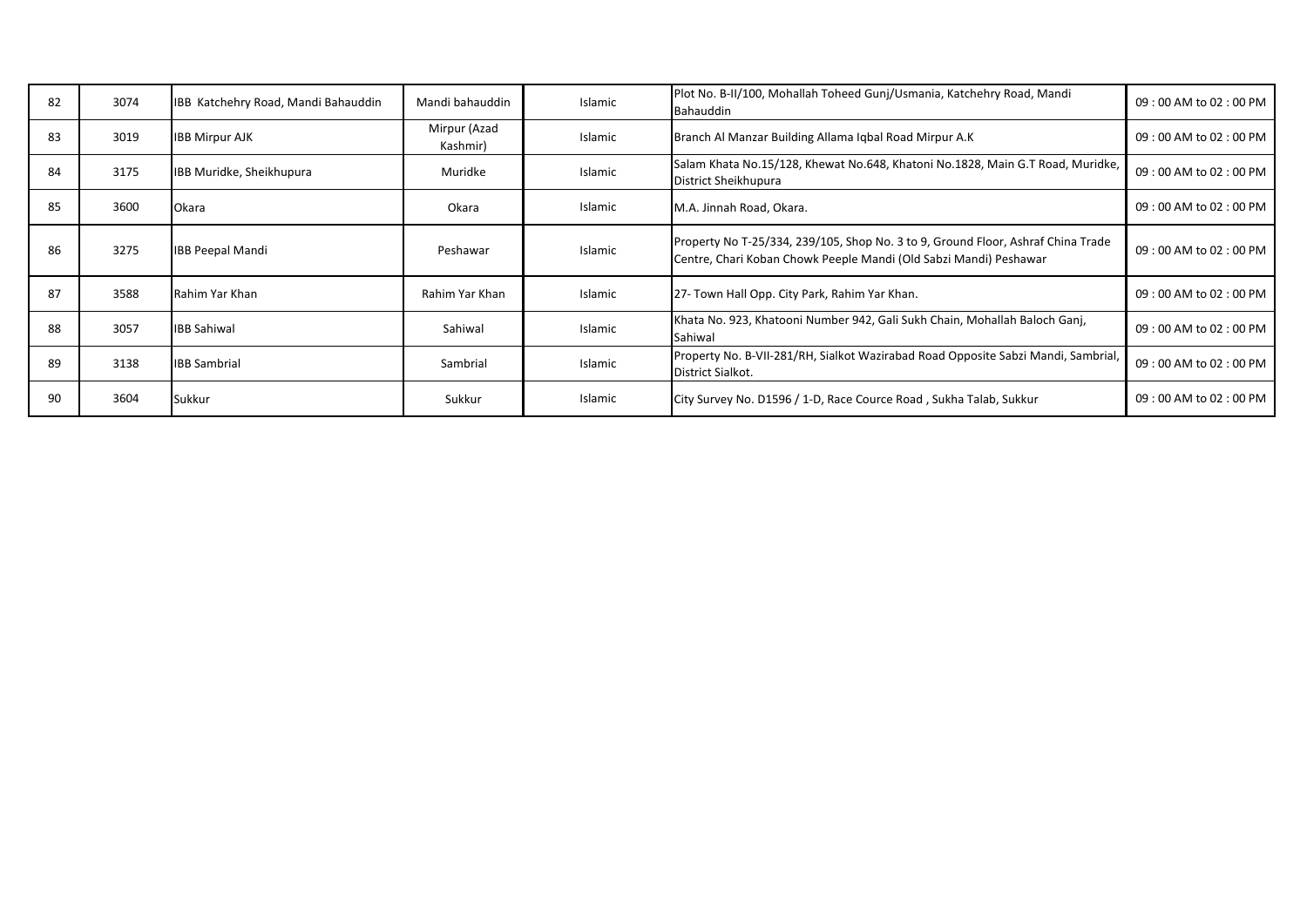| | | | | | | |
|---|---|---|---|---|---|---|
| 82 | 3074 | IBB Katchehry Road, Mandi Bahauddin | Mandi bahauddin | Islamic | Plot No. B-II/100, Mohallah Toheed Gunj/Usmania, Katchehry Road, Mandi Bahauddin | 09 : 00 AM to 02 : 00 PM |
| 83 | 3019 | IBB Mirpur AJK | Mirpur (Azad Kashmir) | Islamic | Branch Al Manzar Building Allama Iqbal Road Mirpur A.K | 09 : 00 AM to 02 : 00 PM |
| 84 | 3175 | IBB Muridke, Sheikhupura | Muridke | Islamic | Salam Khata No.15/128, Khewat No.648, Khatoni No.1828, Main G.T Road, Muridke, District Sheikhupura | 09 : 00 AM to 02 : 00 PM |
| 85 | 3600 | Okara | Okara | Islamic | M.A. Jinnah Road, Okara. | 09 : 00 AM to 02 : 00 PM |
| 86 | 3275 | IBB Peepal Mandi | Peshawar | Islamic | Property No T-25/334, 239/105, Shop No. 3 to 9, Ground Floor, Ashraf China Trade Centre, Chari Koban Chowk Peeple Mandi (Old Sabzi Mandi) Peshawar | 09 : 00 AM to 02 : 00 PM |
| 87 | 3588 | Rahim Yar Khan | Rahim Yar Khan | Islamic | 27- Town Hall Opp. City Park, Rahim Yar Khan. | 09 : 00 AM to 02 : 00 PM |
| 88 | 3057 | IBB Sahiwal | Sahiwal | Islamic | Khata No. 923, Khatooni Number 942, Gali Sukh Chain, Mohallah Baloch Ganj, Sahiwal | 09 : 00 AM to 02 : 00 PM |
| 89 | 3138 | IBB Sambrial | Sambrial | Islamic | Property No. B-VII-281/RH, Sialkot Wazirabad Road Opposite Sabzi Mandi, Sambrial, District Sialkot. | 09 : 00 AM to 02 : 00 PM |
| 90 | 3604 | Sukkur | Sukkur | Islamic | City Survey No. D1596 / 1-D, Race Cource Road , Sukha Talab, Sukkur | 09 : 00 AM to 02 : 00 PM |